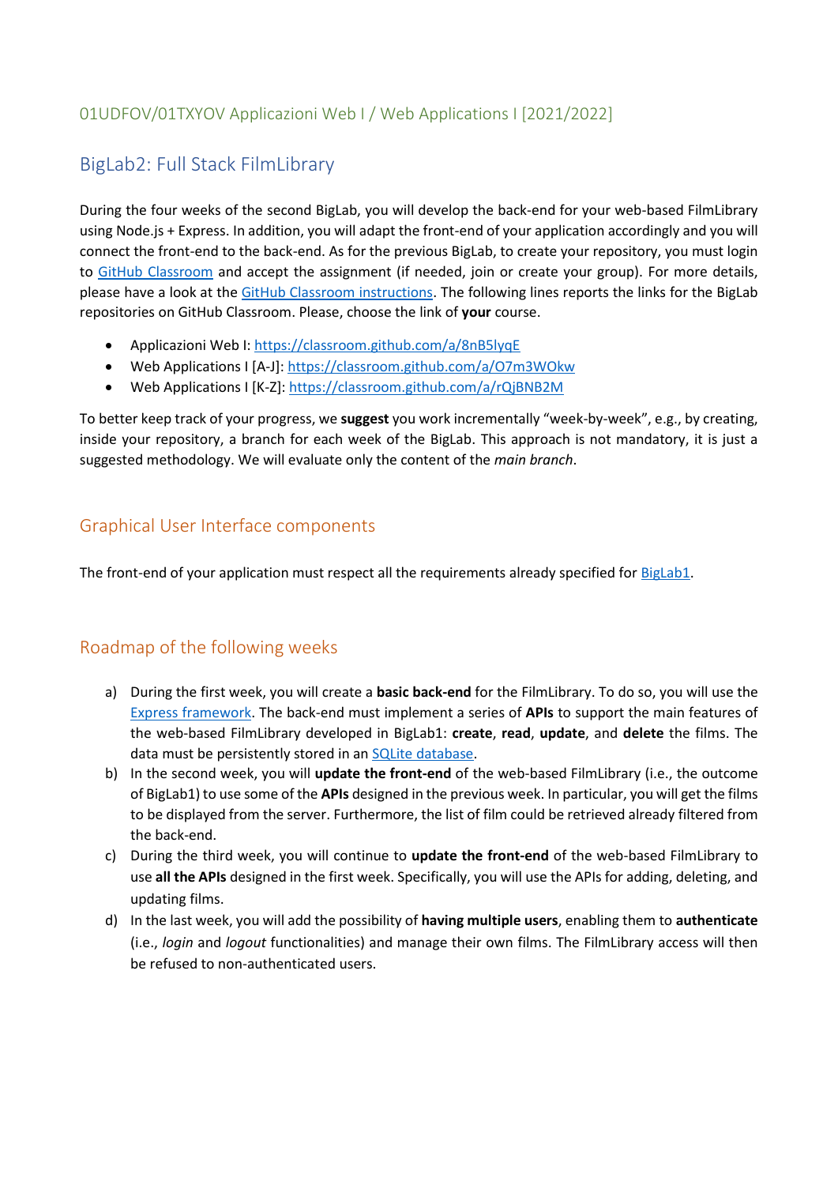01UDFOV/01TXYOV Applicazioni Web I / Web Applications I [2021/2022]

# BigLab2: Full Stack FilmLibrary

During the four weeks of the second BigLab, you will develop the back-end for your web-based FilmLibrary using Node.js + Express. In addition, you will adapt the front-end of your application accordingly and you will connect the front-end to the back-end. As for the previous BigLab, to create your repository, you must login to [GitHub Classroom]() and accept the assignment (if needed, join or create your group). For more details, please have a look at the [GitHub Classroom instructions](). The following lines reports the links for the BigLab repositories on GitHub Classroom. Please, choose the link of **your** course.

- Applicazioni Web I: https://classroom.github.com/a/8nB5lyqE
- Web Applications I [A-J]: https://classroom.github.com/a/O7m3WOkw
- Web Applications I [K-Z]: https://classroom.github.com/a/rQjBNB2M

To better keep track of your progress, we **suggest** you work incrementally "week-by-week", e.g., by creating, inside your repository, a branch for each week of the BigLab. This approach is not mandatory, it is just a suggested methodology. We will evaluate only the content of the *main branch*.

## Graphical User Interface components

The front-end of your application must respect all the requirements already specified for [BigLab1]().

## Roadmap of the following weeks

a) During the first week, you will create a **basic back-end** for the FilmLibrary. To do so, you will use the [Express framework](). The back-end must implement a series of **APIs** to support the main features of the web-based FilmLibrary developed in BigLab1: **create**, **read**, **update**, and **delete** the films. The data must be persistently stored in an [SQLite database]().

b) In the second week, you will **update the front-end** of the web-based FilmLibrary (i.e., the outcome of BigLab1) to use some of the **APIs** designed in the previous week. In particular, you will get the films to be displayed from the server. Furthermore, the list of film could be retrieved already filtered from the back-end.

c) During the third week, you will continue to **update the front-end** of the web-based FilmLibrary to use **all the APIs** designed in the first week. Specifically, you will use the APIs for adding, deleting, and updating films.

d) In the last week, you will add the possibility of **having multiple users**, enabling them to **authenticate** (i.e., *login* and *logout* functionalities) and manage their own films. The FilmLibrary access will then be refused to non-authenticated users.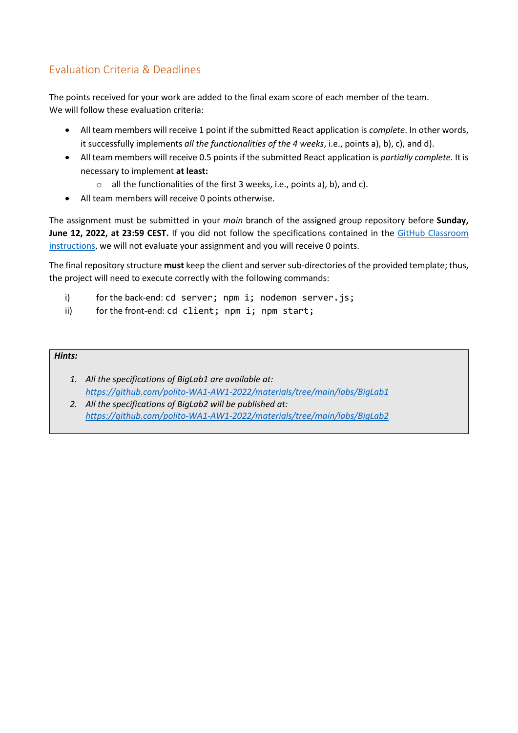## Evaluation Criteria & Deadlines

The points received for your work are added to the final exam score of each member of the team.
We will follow these evaluation criteria:

- All team members will receive 1 point if the submitted React application is *complete*. In other words, it successfully implements *all the functionalities of the 4 weeks*, i.e., points a), b), c), and d).
- All team members will receive 0.5 points if the submitted React application is *partially complete.* It is necessary to implement **at least:**
  - all the functionalities of the first 3 weeks, i.e., points a), b), and c).
- All team members will receive 0 points otherwise.

The assignment must be submitted in your *main* branch of the assigned group repository before **Sunday, June 12, 2022, at 23:59 CEST.** If you did not follow the specifications contained in the [GitHub Classroom instructions](), we will not evaluate your assignment and you will receive 0 points.

The final repository structure **must** keep the client and server sub-directories of the provided template; thus, the project will need to execute correctly with the following commands:

i) for the back-end: `cd server; npm i; nodemon server.js;`
ii) for the front-end: `cd client; npm i; npm start;`

***Hints:***

1. *All the specifications of BigLab1 are available at:* *https://github.com/polito-WA1-AW1-2022/materials/tree/main/labs/BigLab1*
2. *All the specifications of BigLab2 will be published at:* *https://github.com/polito-WA1-AW1-2022/materials/tree/main/labs/BigLab2*